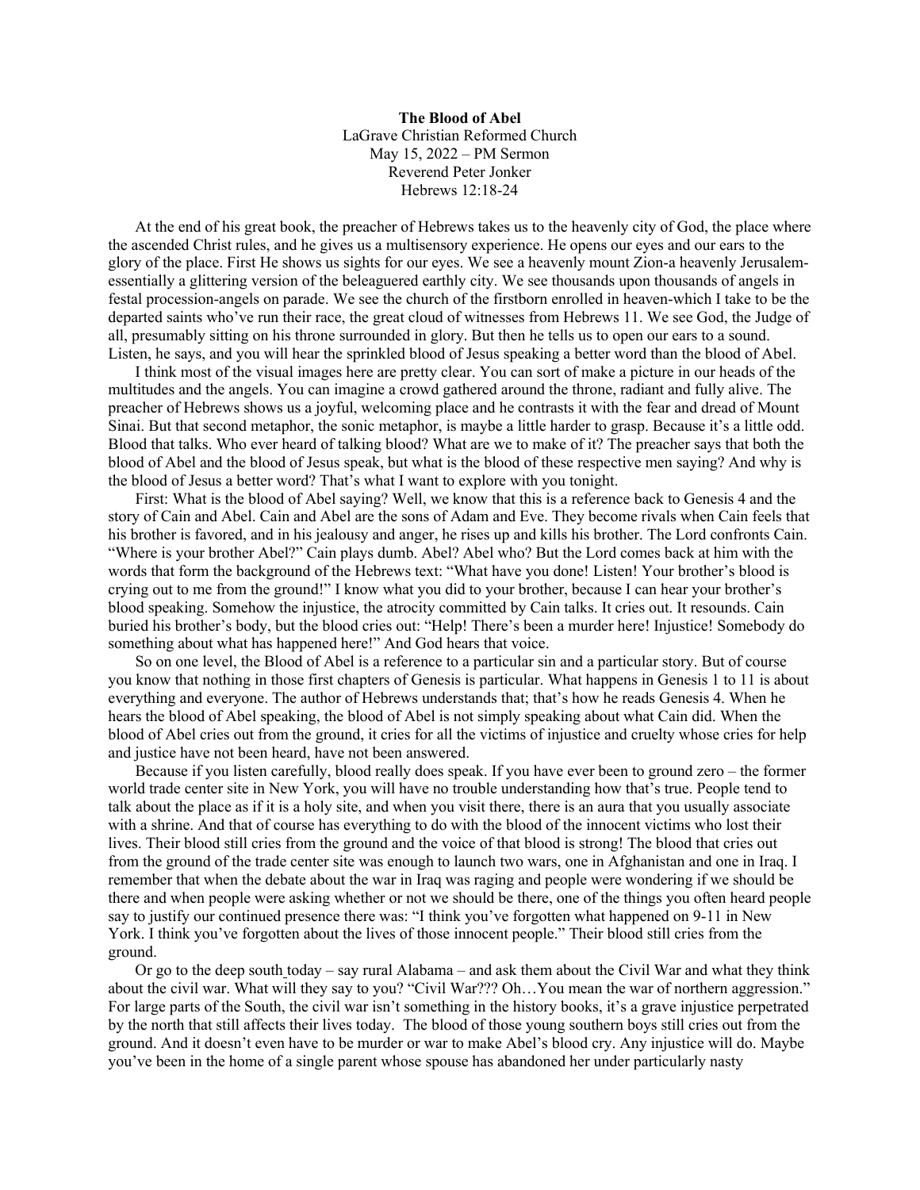**The Blood of Abel**
LaGrave Christian Reformed Church
May 15, 2022 – PM Sermon
Reverend Peter Jonker
Hebrews 12:18-24

At the end of his great book, the preacher of Hebrews takes us to the heavenly city of God, the place where the ascended Christ rules, and he gives us a multisensory experience. He opens our eyes and our ears to the glory of the place. First He shows us sights for our eyes. We see a heavenly mount Zion-a heavenly Jerusalem-essentially a glittering version of the beleaguered earthly city. We see thousands upon thousands of angels in festal procession-angels on parade. We see the church of the firstborn enrolled in heaven-which I take to be the departed saints who've run their race, the great cloud of witnesses from Hebrews 11. We see God, the Judge of all, presumably sitting on his throne surrounded in glory. But then he tells us to open our ears to a sound. Listen, he says, and you will hear the sprinkled blood of Jesus speaking a better word than the blood of Abel.

I think most of the visual images here are pretty clear. You can sort of make a picture in our heads of the multitudes and the angels. You can imagine a crowd gathered around the throne, radiant and fully alive. The preacher of Hebrews shows us a joyful, welcoming place and he contrasts it with the fear and dread of Mount Sinai. But that second metaphor, the sonic metaphor, is maybe a little harder to grasp. Because it's a little odd. Blood that talks. Who ever heard of talking blood? What are we to make of it? The preacher says that both the blood of Abel and the blood of Jesus speak, but what is the blood of these respective men saying? And why is the blood of Jesus a better word? That's what I want to explore with you tonight.

First: What is the blood of Abel saying? Well, we know that this is a reference back to Genesis 4 and the story of Cain and Abel. Cain and Abel are the sons of Adam and Eve. They become rivals when Cain feels that his brother is favored, and in his jealousy and anger, he rises up and kills his brother. The Lord confronts Cain. "Where is your brother Abel?" Cain plays dumb. Abel? Abel who? But the Lord comes back at him with the words that form the background of the Hebrews text: "What have you done! Listen! Your brother's blood is crying out to me from the ground!" I know what you did to your brother, because I can hear your brother's blood speaking. Somehow the injustice, the atrocity committed by Cain talks. It cries out. It resounds. Cain buried his brother's body, but the blood cries out: "Help! There's been a murder here! Injustice! Somebody do something about what has happened here!" And God hears that voice.

So on one level, the Blood of Abel is a reference to a particular sin and a particular story. But of course you know that nothing in those first chapters of Genesis is particular. What happens in Genesis 1 to 11 is about everything and everyone. The author of Hebrews understands that; that's how he reads Genesis 4. When he hears the blood of Abel speaking, the blood of Abel is not simply speaking about what Cain did. When the blood of Abel cries out from the ground, it cries for all the victims of injustice and cruelty whose cries for help and justice have not been heard, have not been answered.

Because if you listen carefully, blood really does speak. If you have ever been to ground zero – the former world trade center site in New York, you will have no trouble understanding how that's true. People tend to talk about the place as if it is a holy site, and when you visit there, there is an aura that you usually associate with a shrine. And that of course has everything to do with the blood of the innocent victims who lost their lives. Their blood still cries from the ground and the voice of that blood is strong! The blood that cries out from the ground of the trade center site was enough to launch two wars, one in Afghanistan and one in Iraq. I remember that when the debate about the war in Iraq was raging and people were wondering if we should be there and when people were asking whether or not we should be there, one of the things you often heard people say to justify our continued presence there was: "I think you've forgotten what happened on 9-11 in New York. I think you've forgotten about the lives of those innocent people." Their blood still cries from the ground.

Or go to the deep south today – say rural Alabama – and ask them about the Civil War and what they think about the civil war. What will they say to you? "Civil War??? Oh…You mean the war of northern aggression." For large parts of the South, the civil war isn't something in the history books, it's a grave injustice perpetrated by the north that still affects their lives today. The blood of those young southern boys still cries out from the ground. And it doesn't even have to be murder or war to make Abel's blood cry. Any injustice will do. Maybe you've been in the home of a single parent whose spouse has abandoned her under particularly nasty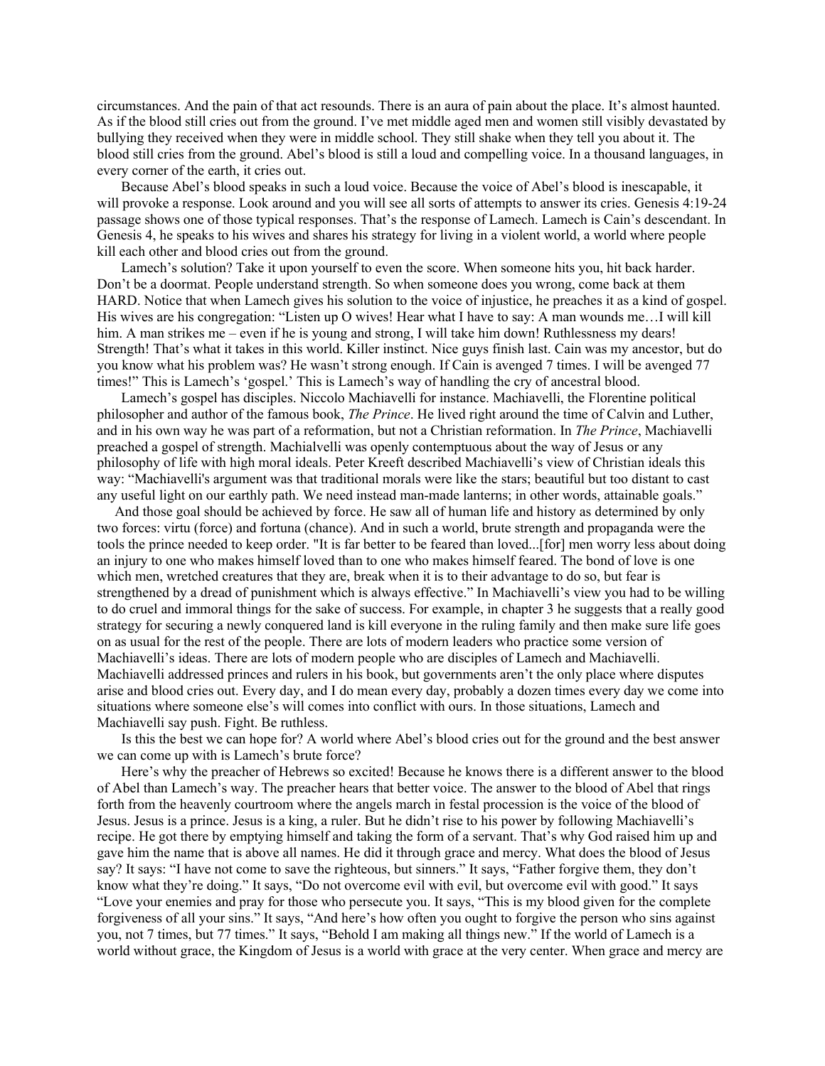circumstances. And the pain of that act resounds. There is an aura of pain about the place. It's almost haunted. As if the blood still cries out from the ground. I've met middle aged men and women still visibly devastated by bullying they received when they were in middle school. They still shake when they tell you about it. The blood still cries from the ground. Abel's blood is still a loud and compelling voice. In a thousand languages, in every corner of the earth, it cries out.

Because Abel's blood speaks in such a loud voice. Because the voice of Abel's blood is inescapable, it will provoke a response. Look around and you will see all sorts of attempts to answer its cries. Genesis 4:19-24 passage shows one of those typical responses. That's the response of Lamech. Lamech is Cain's descendant. In Genesis 4, he speaks to his wives and shares his strategy for living in a violent world, a world where people kill each other and blood cries out from the ground.

Lamech's solution? Take it upon yourselft to even the score. When someone hits you, hit back harder. Don't be a doormat. People understand strength. So when someone does you wrong, come back at them HARD. Notice that when Lamech gives his solution to the voice of injustice, he preaches it as a kind of gospel. His wives are his congregation: "Listen up O wives! Hear what I have to say: A man wounds me…I will kill him. A man strikes me – even if he is young and strong, I will take him down! Ruthlessness my dears! Strength! That's what it takes in this world. Killer instinct. Nice guys finish last. Cain was my ancestor, but do you know what his problem was? He wasn't strong enough. If Cain is avenged 7 times. I will be avenged 77 times!" This is Lamech's 'gospel.' This is Lamech's way of handling the cry of ancestral blood.

Lamech's gospel has disciples. Niccolo Machiavelli for instance. Machiavelli, the Florentine political philosopher and author of the famous book, *The Prince*. He lived right around the time of Calvin and Luther, and in his own way he was part of a reformation, but not a Christian reformation. In *The Prince*, Machiavelli preached a gospel of strength. Machialvelli was openly contemptuous about the way of Jesus or any philosophy of life with high moral ideals. Peter Kreeft described Machiavelli's view of Christian ideals this way: "Machiavelli's argument was that traditional morals were like the stars; beautiful but too distant to cast any useful light on our earthly path. We need instead man-made lanterns; in other words, attainable goals."

And those goal should be achieved by force. He saw all of human life and history as determined by only two forces: virtu (force) and fortuna (chance). And in such a world, brute strength and propaganda were the tools the prince needed to keep order. "It is far better to be feared than loved...[for] men worry less about doing an injury to one who makes himself loved than to one who makes himself feared. The bond of love is one which men, wretched creatures that they are, break when it is to their advantage to do so, but fear is strengthened by a dread of punishment which is always effective." In Machiavelli's view you had to be willing to do cruel and immoral things for the sake of success. For example, in chapter 3 he suggests that a really good strategy for securing a newly conquered land is kill everyone in the ruling family and then make sure life goes on as usual for the rest of the people. There are lots of modern leaders who practice some version of Machiavelli's ideas. There are lots of modern people who are disciples of Lamech and Machiavelli. Machiavelli addressed princes and rulers in his book, but governments aren't the only place where disputes arise and blood cries out. Every day, and I do mean every day, probably a dozen times every day we come into situations where someone else's will comes into conflict with ours. In those situations, Lamech and Machiavelli say push. Fight. Be ruthless.

Is this the best we can hope for? A world where Abel's blood cries out for the ground and the best answer we can come up with is Lamech's brute force?

Here's why the preacher of Hebrews so excited! Because he knows there is a different answer to the blood of Abel than Lamech's way. The preacher hears that better voice. The answer to the blood of Abel that rings forth from the heavenly courtroom where the angels march in festal procession is the voice of the blood of Jesus. Jesus is a prince. Jesus is a king, a ruler. But he didn't rise to his power by following Machiavelli's recipe. He got there by emptying himself and taking the form of a servant. That's why God raised him up and gave him the name that is above all names. He did it through grace and mercy. What does the blood of Jesus say? It says: "I have not come to save the righteous, but sinners." It says, "Father forgive them, they don't know what they're doing." It says, "Do not overcome evil with evil, but overcome evil with good." It says "Love your enemies and pray for those who persecute you. It says, "This is my blood given for the complete forgiveness of all your sins." It says, "And here's how often you ought to forgive the person who sins against you, not 7 times, but 77 times." It says, "Behold I am making all things new." If the world of Lamech is a world without grace, the Kingdom of Jesus is a world with grace at the very center. When grace and mercy are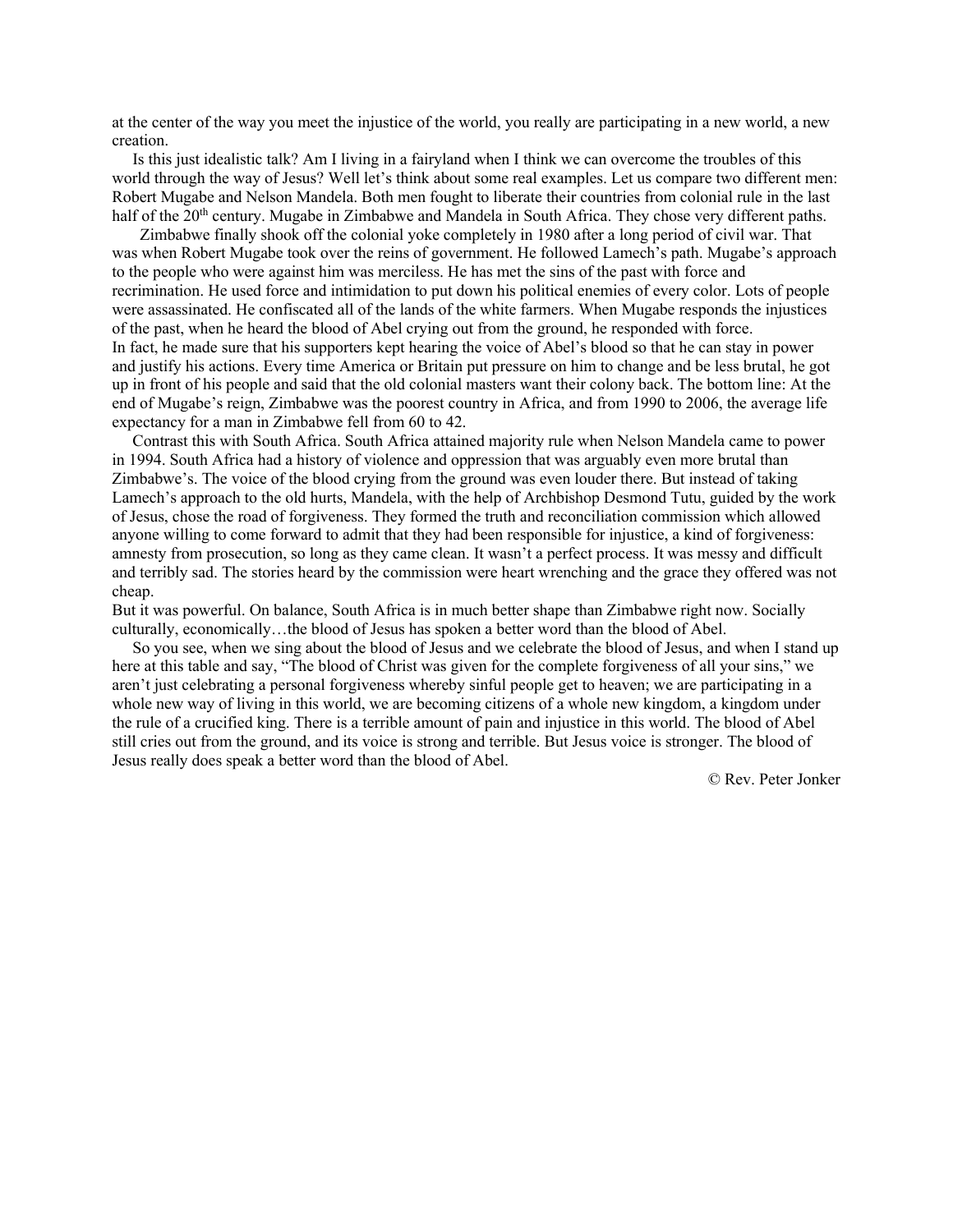at the center of the way you meet the injustice of the world, you really are participating in a new world, a new creation.

Is this just idealistic talk? Am I living in a fairyland when I think we can overcome the troubles of this world through the way of Jesus? Well let's think about some real examples. Let us compare two different men: Robert Mugabe and Nelson Mandela. Both men fought to liberate their countries from colonial rule in the last half of the 20th century. Mugabe in Zimbabwe and Mandela in South Africa. They chose very different paths.

Zimbabwe finally shook off the colonial yoke completely in 1980 after a long period of civil war. That was when Robert Mugabe took over the reins of government. He followed Lamech's path. Mugabe's approach to the people who were against him was merciless. He has met the sins of the past with force and recrimination. He used force and intimidation to put down his political enemies of every color. Lots of people were assassinated. He confiscated all of the lands of the white farmers. When Mugabe responds the injustices of the past, when he heard the blood of Abel crying out from the ground, he responded with force.

In fact, he made sure that his supporters kept hearing the voice of Abel's blood so that he can stay in power and justify his actions. Every time America or Britain put pressure on him to change and be less brutal, he got up in front of his people and said that the old colonial masters want their colony back. The bottom line: At the end of Mugabe's reign, Zimbabwe was the poorest country in Africa, and from 1990 to 2006, the average life expectancy for a man in Zimbabwe fell from 60 to 42.

Contrast this with South Africa. South Africa attained majority rule when Nelson Mandela came to power in 1994. South Africa had a history of violence and oppression that was arguably even more brutal than Zimbabwe's. The voice of the blood crying from the ground was even louder there. But instead of taking Lamech's approach to the old hurts, Mandela, with the help of Archbishop Desmond Tutu, guided by the work of Jesus, chose the road of forgiveness. They formed the truth and reconciliation commission which allowed anyone willing to come forward to admit that they had been responsible for injustice, a kind of forgiveness: amnesty from prosecution, so long as they came clean. It wasn't a perfect process. It was messy and difficult and terribly sad. The stories heard by the commission were heart wrenching and the grace they offered was not cheap.

But it was powerful. On balance, South Africa is in much better shape than Zimbabwe right now. Socially culturally, economically…the blood of Jesus has spoken a better word than the blood of Abel.

So you see, when we sing about the blood of Jesus and we celebrate the blood of Jesus, and when I stand up here at this table and say, "The blood of Christ was given for the complete forgiveness of all your sins," we aren't just celebrating a personal forgiveness whereby sinful people get to heaven; we are participating in a whole new way of living in this world, we are becoming citizens of a whole new kingdom, a kingdom under the rule of a crucified king. There is a terrible amount of pain and injustice in this world. The blood of Abel still cries out from the ground, and its voice is strong and terrible. But Jesus voice is stronger. The blood of Jesus really does speak a better word than the blood of Abel.

© Rev. Peter Jonker